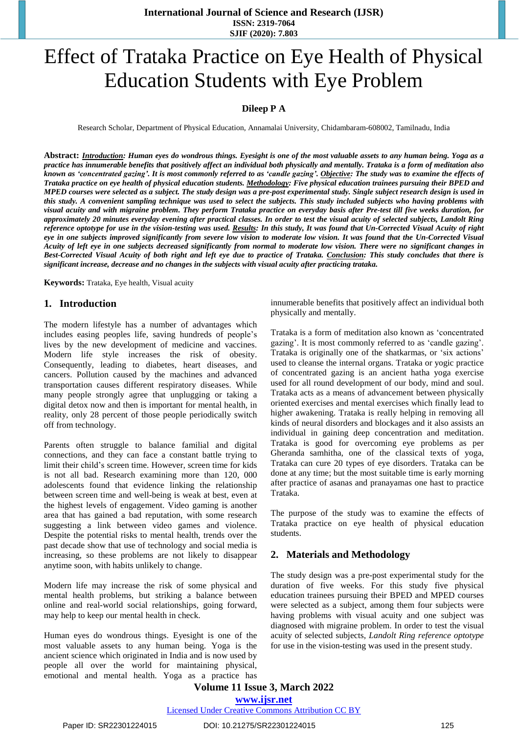# Effect of Trataka Practice on Eye Health of Physical Education Students with Eye Problem

**Dileep P A**

Research Scholar, Department of Physical Education, Annamalai University, Chidambaram-608002, Tamilnadu, India

**Abstract:** ***Introduction**: Human eyes do wondrous things. Eyesight is one of the most valuable assets to any human being. Yoga as a practice has innumerable benefits that positively affect an individual both physically and mentally. Trataka is a form of meditation also known as 'concentrated gazing'. It is most commonly referred to as 'candle gazing'. **Objective**: The study was to examine the effects of Trataka practice on eye health of physical education students. **Methodology**: Five physical education trainees pursuing their BPED and MPED courses were selected as a subject. The study design was a pre-post experimental study. Single subject research design is used in this study. A convenient sampling technique was used to select the subjects. This study included subjects who having problems with visual acuity and with migraine problem. They perform Trataka practice on everyday basis after Pre-test till five weeks duration, for approximately 20 minutes everyday evening after practical classes. In order to test the visual acuity of selected subjects, Landolt Ring reference optotype for use in the vision-testing was used. **Results**: In this study, It was found that Un-Corrected Visual Acuity of right eye in one subjects improved significantly from severe low vision to moderate low vision. It was found that the Un-Corrected Visual Acuity of left eye in one subjects decreased significantly from normal to moderate low vision. There were no significant changes in Best-Corrected Visual Acuity of both right and left eye due to practice of Trataka. **Conclusion**: This study concludes that there is significant increase, decrease and no changes in the subjects with visual acuity after practicing trataka.*

**Keywords:** Trataka, Eye health, Visual acuity

## 1. Introduction

The modern lifestyle has a number of advantages which includes easing peoples life, saving hundreds of people's lives by the new development of medicine and vaccines. Modern life style increases the risk of obesity. Consequently, leading to diabetes, heart diseases, and cancers. Pollution caused by the machines and advanced transportation causes different respiratory diseases. While many people strongly agree that unplugging or taking a digital detox now and then is important for mental health, in reality, only 28 percent of those people periodically switch off from technology.

Parents often struggle to balance familial and digital connections, and they can face a constant battle trying to limit their child's screen time. However, screen time for kids is not all bad. Research examining more than 120, 000 adolescents found that evidence linking the relationship between screen time and well-being is weak at best, even at the highest levels of engagement. Video gaming is another area that has gained a bad reputation, with some research suggesting a link between video games and violence. Despite the potential risks to mental health, trends over the past decade show that use of technology and social media is increasing, so these problems are not likely to disappear anytime soon, with habits unlikely to change.

Modern life may increase the risk of some physical and mental health problems, but striking a balance between online and real-world social relationships, going forward, may help to keep our mental health in check.

Human eyes do wondrous things. Eyesight is one of the most valuable assets to any human being. Yoga is the ancient science which originated in India and is now used by people all over the world for maintaining physical, emotional and mental health. Yoga as a practice has innumerable benefits that positively affect an individual both physically and mentally.

Trataka is a form of meditation also known as 'concentrated gazing'. It is most commonly referred to as 'candle gazing'. Trataka is originally one of the shatkarmas, or 'six actions' used to cleanse the internal organs. Trataka or yogic practice of concentrated gazing is an ancient hatha yoga exercise used for all round development of our body, mind and soul. Trataka acts as a means of advancement between physically oriented exercises and mental exercises which finally lead to higher awakening. Trataka is really helping in removing all kinds of neural disorders and blockages and it also assists an individual in gaining deep concentration and meditation. Trataka is good for overcoming eye problems as per Gheranda samhitha, one of the classical texts of yoga, Trataka can cure 20 types of eye disorders. Trataka can be done at any time; but the most suitable time is early morning after practice of asanas and pranayamas one hast to practice Trataka.

The purpose of the study was to examine the effects of Trataka practice on eye health of physical education students.

## 2. Materials and Methodology

The study design was a pre-post experimental study for the duration of five weeks. For this study five physical education trainees pursuing their BPED and MPED courses were selected as a subject, among them four subjects were having problems with visual acuity and one subject was diagnosed with migraine problem. In order to test the visual acuity of selected subjects, *Landolt Ring reference optotype* for use in the vision-testing was used in the present study.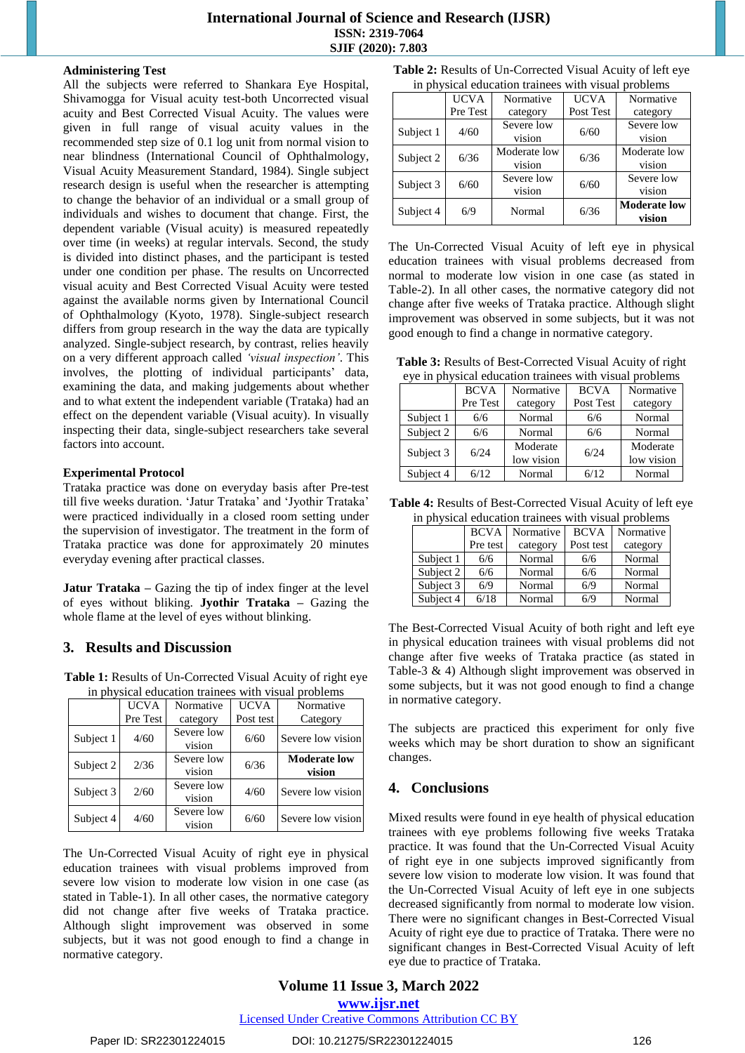**Administering Test**

All the subjects were referred to Shankara Eye Hospital, Shivamogga for Visual acuity test-both Uncorrected visual acuity and Best Corrected Visual Acuity. The values were given in full range of visual acuity values in the recommended step size of 0.1 log unit from normal vision to near blindness (International Council of Ophthalmology, Visual Acuity Measurement Standard, 1984). Single subject research design is useful when the researcher is attempting to change the behavior of an individual or a small group of individuals and wishes to document that change. First, the dependent variable (Visual acuity) is measured repeatedly over time (in weeks) at regular intervals. Second, the study is divided into distinct phases, and the participant is tested under one condition per phase. The results on Uncorrected visual acuity and Best Corrected Visual Acuity were tested against the available norms given by International Council of Ophthalmology (Kyoto, 1978). Single-subject research differs from group research in the way the data are typically analyzed. Single-subject research, by contrast, relies heavily on a very different approach called *'visual inspection'*. This involves, the plotting of individual participants' data, examining the data, and making judgements about whether and to what extent the independent variable (Trataka) had an effect on the dependent variable (Visual acuity). In visually inspecting their data, single-subject researchers take several factors into account.

**Experimental Protocol**

Trataka practice was done on everyday basis after Pre-test till five weeks duration. 'Jatur Trataka' and 'Jyothir Trataka' were practiced individually in a closed room setting under the supervision of investigator. The treatment in the form of Trataka practice was done for approximately 20 minutes everyday evening after practical classes.

**Jatur Trataka** – Gazing the tip of index finger at the level of eyes without bliking. **Jyothir Trataka** – Gazing the whole flame at the level of eyes without blinking.

## 3. Results and Discussion

**Table 1:** Results of Un-Corrected Visual Acuity of right eye in physical education trainees with visual problems

| | UCVA Pre Test | Normative category | UCVA Post test | Normative Category |
|---|---|---|---|---|
| Subject 1 | 4/60 | Severe low vision | 6/60 | Severe low vision |
| Subject 2 | 2/36 | Severe low vision | 6/36 | **Moderate low vision** |
| Subject 3 | 2/60 | Severe low vision | 4/60 | Severe low vision |
| Subject 4 | 4/60 | Severe low vision | 6/60 | Severe low vision |

The Un-Corrected Visual Acuity of right eye in physical education trainees with visual problems improved from severe low vision to moderate low vision in one case (as stated in Table-1). In all other cases, the normative category did not change after five weeks of Trataka practice. Although slight improvement was observed in some subjects, but it was not good enough to find a change in normative category.

**Table 2:** Results of Un-Corrected Visual Acuity of left eye in physical education trainees with visual problems

| | UCVA Pre Test | Normative category | UCVA Post Test | Normative category |
|---|---|---|---|---|
| Subject 1 | 4/60 | Severe low vision | 6/60 | Severe low vision |
| Subject 2 | 6/36 | Moderate low vision | 6/36 | Moderate low vision |
| Subject 3 | 6/60 | Severe low vision | 6/60 | Severe low vision |
| Subject 4 | 6/9 | Normal | 6/36 | **Moderate low vision** |

The Un-Corrected Visual Acuity of left eye in physical education trainees with visual problems decreased from normal to moderate low vision in one case (as stated in Table-2). In all other cases, the normative category did not change after five weeks of Trataka practice. Although slight improvement was observed in some subjects, but it was not good enough to find a change in normative category.

**Table 3:** Results of Best-Corrected Visual Acuity of right eye in physical education trainees with visual problems

| | BCVA Pre Test | Normative category | BCVA Post Test | Normative category |
|---|---|---|---|---|
| Subject 1 | 6/6 | Normal | 6/6 | Normal |
| Subject 2 | 6/6 | Normal | 6/6 | Normal |
| Subject 3 | 6/24 | Moderate low vision | 6/24 | Moderate low vision |
| Subject 4 | 6/12 | Normal | 6/12 | Normal |

**Table 4:** Results of Best-Corrected Visual Acuity of left eye in physical education trainees with visual problems

| | BCVA Pre test | Normative category | BCVA Post test | Normative category |
|---|---|---|---|---|
| Subject 1 | 6/6 | Normal | 6/6 | Normal |
| Subject 2 | 6/6 | Normal | 6/6 | Normal |
| Subject 3 | 6/9 | Normal | 6/9 | Normal |
| Subject 4 | 6/18 | Normal | 6/9 | Normal |

The Best-Corrected Visual Acuity of both right and left eye in physical education trainees with visual problems did not change after five weeks of Trataka practice (as stated in Table-3 & 4) Although slight improvement was observed in some subjects, but it was not good enough to find a change in normative category.

The subjects are practiced this experiment for only five weeks which may be short duration to show an significant changes.

## 4. Conclusions

Mixed results were found in eye health of physical education trainees with eye problems following five weeks Trataka practice. It was found that the Un-Corrected Visual Acuity of right eye in one subjects improved significantly from severe low vision to moderate low vision. It was found that the Un-Corrected Visual Acuity of left eye in one subjects decreased significantly from normal to moderate low vision. There were no significant changes in Best-Corrected Visual Acuity of right eye due to practice of Trataka. There were no significant changes in Best-Corrected Visual Acuity of left eye due to practice of Trataka.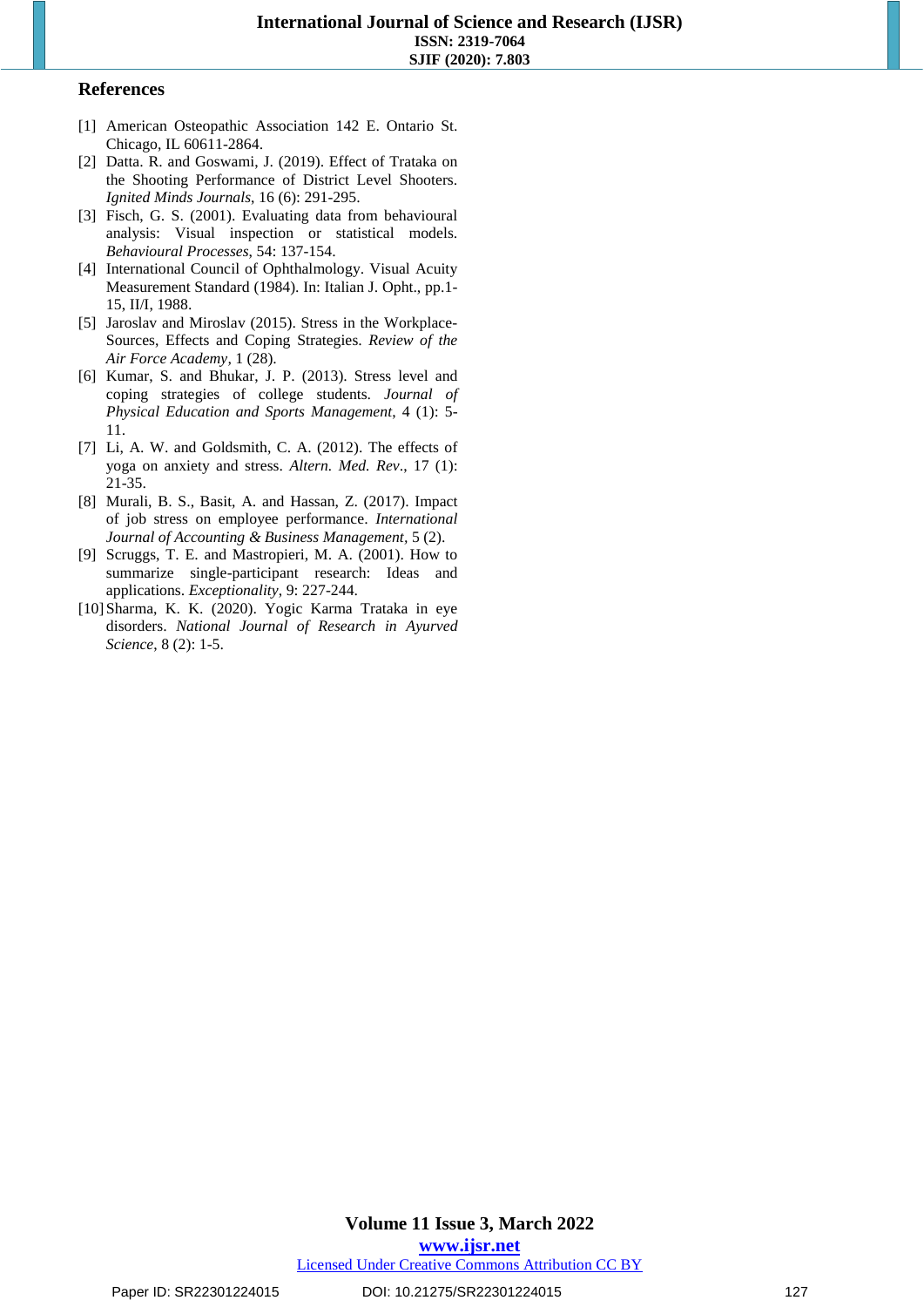## References

[1] American Osteopathic Association 142 E. Ontario St. Chicago, IL 60611-2864.

[2] Datta. R. and Goswami, J. (2019). Effect of Trataka on the Shooting Performance of District Level Shooters. *Ignited Minds Journals*, 16 (6): 291-295.

[3] Fisch, G. S. (2001). Evaluating data from behavioural analysis: Visual inspection or statistical models. *Behavioural Processes*, 54: 137-154.

[4] International Council of Ophthalmology. Visual Acuity Measurement Standard (1984). In: Italian J. Opht., pp.1-15, II/I, 1988.

[5] Jaroslav and Miroslav (2015). Stress in the Workplace-Sources, Effects and Coping Strategies. *Review of the Air Force Academy*, 1 (28).

[6] Kumar, S. and Bhukar, J. P. (2013). Stress level and coping strategies of college students. *Journal of Physical Education and Sports Management*, 4 (1): 5-11.

[7] Li, A. W. and Goldsmith, C. A. (2012). The effects of yoga on anxiety and stress. *Altern. Med. Rev*., 17 (1): 21-35.

[8] Murali, B. S., Basit, A. and Hassan, Z. (2017). Impact of job stress on employee performance. *International Journal of Accounting & Business Management*, 5 (2).

[9] Scruggs, T. E. and Mastropieri, M. A. (2001). How to summarize single-participant research: Ideas and applications. *Exceptionality*, 9: 227-244.

[10] Sharma, K. K. (2020). Yogic Karma Trataka in eye disorders. *National Journal of Research in Ayurved Science*, 8 (2): 1-5.